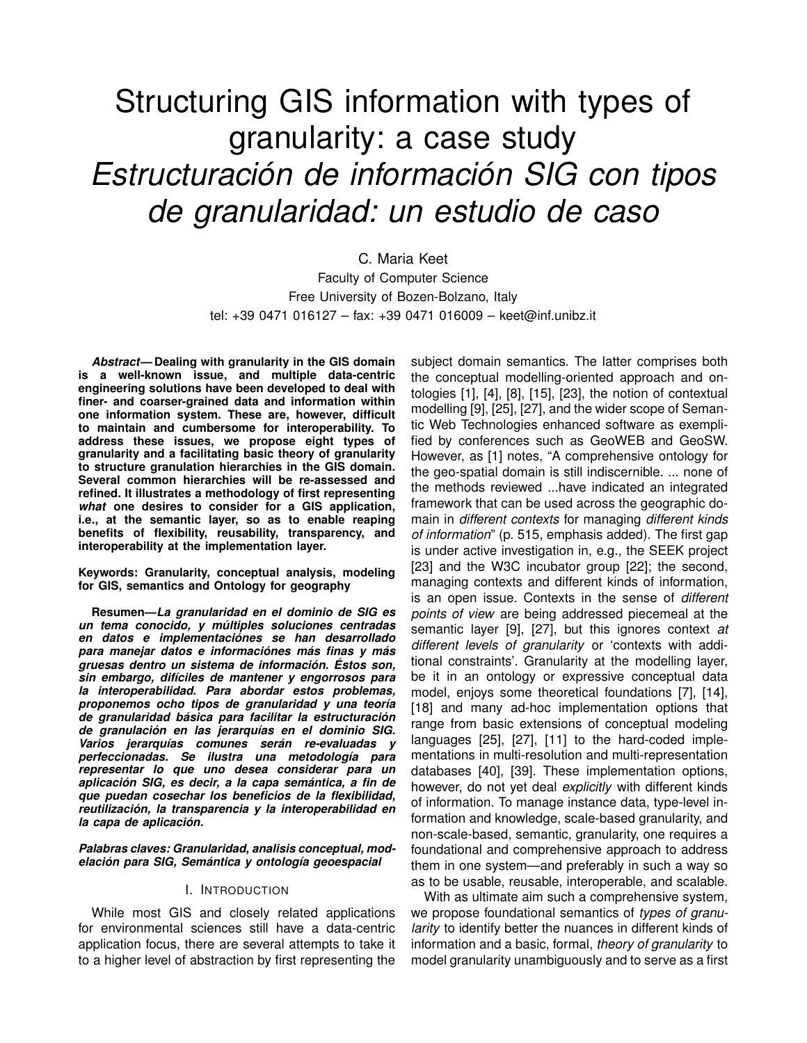# Structuring GIS information with types of granularity: a case study
# *Estructuración de información SIG con tipos de granularidad: un estudio de caso*

C. Maria Keet
Faculty of Computer Science
Free University of Bozen-Bolzano, Italy
tel: +39 0471 016127 – fax: +39 0471 016009 – keet@inf.unibz.it

***Abstract*— Dealing with granularity in the GIS domain is a well-known issue, and multiple data-centric engineering solutions have been developed to deal with finer- and coarser-grained data and information within one information system. These are, however, difficult to maintain and cumbersome for interoperability. To address these issues, we propose eight types of granularity and a facilitating basic theory of granularity to structure granulation hierarchies in the GIS domain. Several common hierarchies will be re-assessed and refined. It illustrates a methodology of first representing *what* one desires to consider for a GIS application, i.e., at the semantic layer, so as to enable reaping benefits of flexibility, reusability, transparency, and interoperability at the implementation layer.**

**Keywords: Granularity, conceptual analysis, modeling for GIS, semantics and Ontology for geography**

**Resumen—*La granularidad en el dominio de SIG es un tema conocido, y múltiples soluciones centradas en datos e implementaciónes se han desarrollado para manejar datos e informaciónes más finas y más gruesas dentro un sistema de información. Éstos son, sin embargo, difíciles de mantener y engorrosos para la interoperabilidad. Para abordar estos problemas, proponemos ocho tipos de granularidad y una teoría de granularidad básica para facilitar la estructuración de granulación en las jerarquías en el dominio SIG. Varios jerarquías comunes serán re-evaluadas y perfeccionadas. Se ilustra una metodología para representar lo que uno desea considerar para un aplicación SIG, es decir, a la capa semántica, a fin de que puedan cosechar los beneficios de la flexibilidad, reutilización, la transparencia y la interoperabilidad en la capa de aplicación.***

***Palabras claves: Granularidad, analisis conceptual, modelación para SIG, Semántica y ontología geoespacial***

## I. Introduction

While most GIS and closely related applications for environmental sciences still have a data-centric application focus, there are several attempts to take it to a higher level of abstraction by first representing the subject domain semantics. The latter comprises both the conceptual modelling-oriented approach and ontologies [1], [4], [8], [15], [23], the notion of contextual modelling [9], [25], [27], and the wider scope of Semantic Web Technologies enhanced software as exemplified by conferences such as GeoWEB and GeoSW. However, as [1] notes, "A comprehensive ontology for the geo-spatial domain is still indiscernible. ... none of the methods reviewed ...have indicated an integrated framework that can be used across the geographic domain in *different contexts* for managing *different kinds of information*" (p. 515, emphasis added). The first gap is under active investigation in, e.g., the SEEK project [23] and the W3C incubator group [22]; the second, managing contexts and different kinds of information, is an open issue. Contexts in the sense of *different points of view* are being addressed piecemeal at the semantic layer [9], [27], but this ignores context *at different levels of granularity* or 'contexts with additional constraints'. Granularity at the modelling layer, be it in an ontology or expressive conceptual data model, enjoys some theoretical foundations [7], [14], [18] and many ad-hoc implementation options that range from basic extensions of conceptual modeling languages [25], [27], [11] to the hard-coded implementations in multi-resolution and multi-representation databases [40], [39]. These implementation options, however, do not yet deal *explicitly* with different kinds of information. To manage instance data, type-level information and knowledge, scale-based granularity, and non-scale-based, semantic, granularity, one requires a foundational and comprehensive approach to address them in one system—and preferably in such a way so as to be usable, reusable, interoperable, and scalable.

With as ultimate aim such a comprehensive system, we propose foundational semantics of *types of granularity* to identify better the nuances in different kinds of information and a basic, formal, *theory of granularity* to model granularity unambiguously and to serve as a first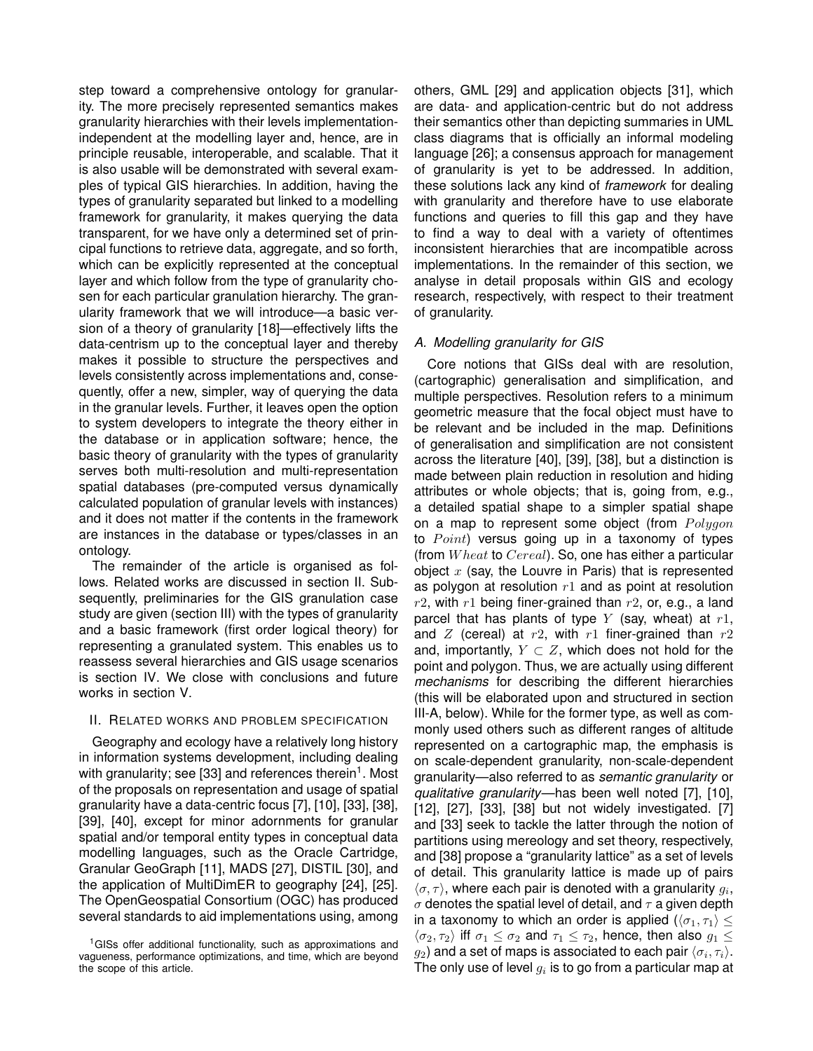step toward a comprehensive ontology for granularity. The more precisely represented semantics makes granularity hierarchies with their levels implementation-independent at the modelling layer and, hence, are in principle reusable, interoperable, and scalable. That it is also usable will be demonstrated with several examples of typical GIS hierarchies. In addition, having the types of granularity separated but linked to a modelling framework for granularity, it makes querying the data transparent, for we have only a determined set of principal functions to retrieve data, aggregate, and so forth, which can be explicitly represented at the conceptual layer and which follow from the type of granularity chosen for each particular granulation hierarchy. The granularity framework that we will introduce—a basic version of a theory of granularity [18]—effectively lifts the data-centrism up to the conceptual layer and thereby makes it possible to structure the perspectives and levels consistently across implementations and, consequently, offer a new, simpler, way of querying the data in the granular levels. Further, it leaves open the option to system developers to integrate the theory either in the database or in application software; hence, the basic theory of granularity with the types of granularity serves both multi-resolution and multi-representation spatial databases (pre-computed versus dynamically calculated population of granular levels with instances) and it does not matter if the contents in the framework are instances in the database or types/classes in an ontology.

The remainder of the article is organised as follows. Related works are discussed in section II. Subsequently, preliminaries for the GIS granulation case study are given (section III) with the types of granularity and a basic framework (first order logical theory) for representing a granulated system. This enables us to reassess several hierarchies and GIS usage scenarios is section IV. We close with conclusions and future works in section V.

## II. Related works and problem specification

Geography and ecology have a relatively long history in information systems development, including dealing with granularity; see [33] and references therein[1]. Most of the proposals on representation and usage of spatial granularity have a data-centric focus [7], [10], [33], [38], [39], [40], except for minor adornments for granular spatial and/or temporal entity types in conceptual data modelling languages, such as the Oracle Cartridge, Granular GeoGraph [11], MADS [27], DISTIL [30], and the application of MultiDimER to geography [24], [25]. The OpenGeospatial Consortium (OGC) has produced several standards to aid implementations using, among others, GML [29] and application objects [31], which are data- and application-centric but do not address their semantics other than depicting summaries in UML class diagrams that is officially an informal modeling language [26]; a consensus approach for management of granularity is yet to be addressed. In addition, these solutions lack any kind of *framework* for dealing with granularity and therefore have to use elaborate functions and queries to fill this gap and they have to find a way to deal with a variety of oftentimes inconsistent hierarchies that are incompatible across implementations. In the remainder of this section, we analyse in detail proposals within GIS and ecology research, respectively, with respect to their treatment of granularity.

[1] GISs offer additional functionality, such as approximations and vagueness, performance optimizations, and time, which are beyond the scope of this article.

### A. Modelling granularity for GIS

Core notions that GISs deal with are resolution, (cartographic) generalisation and simplification, and multiple perspectives. Resolution refers to a minimum geometric measure that the focal object must have to be relevant and be included in the map. Definitions of generalisation and simplification are not consistent across the literature [40], [39], [38], but a distinction is made between plain reduction in resolution and hiding attributes or whole objects; that is, going from, e.g., a detailed spatial shape to a simpler spatial shape on a map to represent some object (from $Polygon$ to $Point$) versus going up in a taxonomy of types (from $Wheat$ to $Cereal$). So, one has either a particular object $x$ (say, the Louvre in Paris) that is represented as polygon at resolution $r1$ and as point at resolution $r2$, with $r1$ being finer-grained than $r2$, or, e.g., a land parcel that has plants of type $Y$ (say, wheat) at $r1$, and $Z$ (cereal) at $r2$, with $r1$ finer-grained than $r2$ and, importantly, $Y \subset Z$, which does not hold for the point and polygon. Thus, we are actually using different *mechanisms* for describing the different hierarchies (this will be elaborated upon and structured in section III-A, below). While for the former type, as well as commonly used others such as different ranges of altitude represented on a cartographic map, the emphasis is on scale-dependent granularity, non-scale-dependent granularity—also referred to as *semantic granularity* or *qualitative granularity*—has been well noted [7], [10], [12], [27], [33], [38] but not widely investigated. [7] and [33] seek to tackle the latter through the notion of partitions using mereology and set theory, respectively, and [38] propose a "granularity lattice" as a set of levels of detail. This granularity lattice is made up of pairs $\langle \sigma, \tau \rangle$, where each pair is denoted with a granularity $g_i$, $\sigma$ denotes the spatial level of detail, and $\tau$ a given depth in a taxonomy to which an order is applied ($\langle \sigma_1, \tau_1 \rangle \leq \langle \sigma_2, \tau_2 \rangle$ iff $\sigma_1 \leq \sigma_2$ and $\tau_1 \leq \tau_2$, hence, then also $g_1 \leq g_2$) and a set of maps is associated to each pair $\langle \sigma_i, \tau_i \rangle$. The only use of level $g_i$ is to go from a particular map at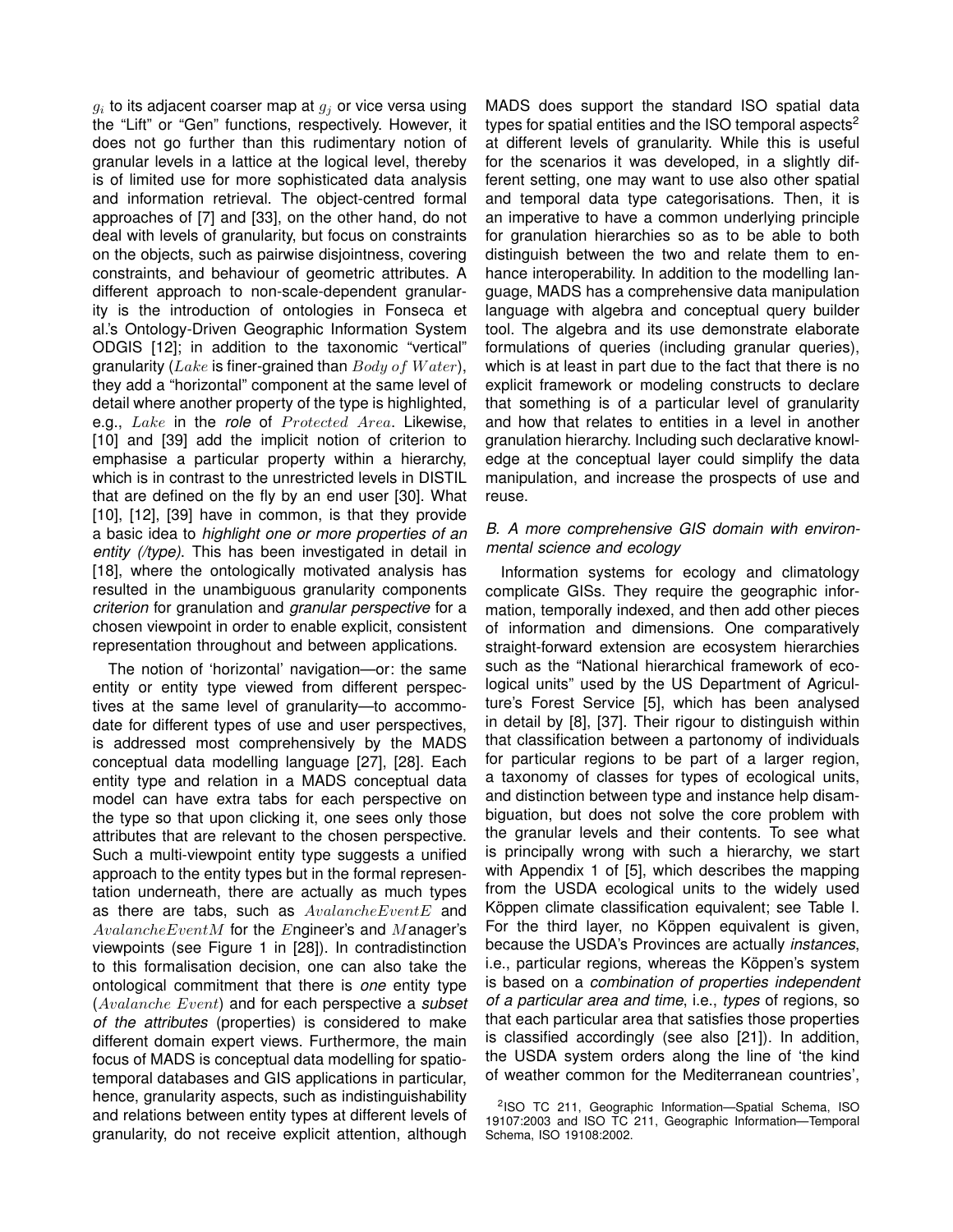$g_i$ to its adjacent coarser map at $g_j$ or vice versa using the "Lift" or "Gen" functions, respectively. However, it does not go further than this rudimentary notion of granular levels in a lattice at the logical level, thereby is of limited use for more sophisticated data analysis and information retrieval. The object-centred formal approaches of [7] and [33], on the other hand, do not deal with levels of granularity, but focus on constraints on the objects, such as pairwise disjointness, covering constraints, and behaviour of geometric attributes. A different approach to non-scale-dependent granularity is the introduction of ontologies in Fonseca et al.'s Ontology-Driven Geographic Information System ODGIS [12]; in addition to the taxonomic "vertical" granularity ($Lake$ is finer-grained than $Body\ of\ Water$), they add a "horizontal" component at the same level of detail where another property of the type is highlighted, e.g., $Lake$ in the *role* of $Protected\ Area$. Likewise, [10] and [39] add the implicit notion of criterion to emphasise a particular property within a hierarchy, which is in contrast to the unrestricted levels in DISTIL that are defined on the fly by an end user [30]. What [10], [12], [39] have in common, is that they provide a basic idea to *highlight one or more properties of an entity (/type)*. This has been investigated in detail in [18], where the ontologically motivated analysis has resulted in the unambiguous granularity components *criterion* for granulation and *granular perspective* for a chosen viewpoint in order to enable explicit, consistent representation throughout and between applications.

The notion of 'horizontal' navigation—or: the same entity or entity type viewed from different perspectives at the same level of granularity—to accommodate for different types of use and user perspectives, is addressed most comprehensively by the MADS conceptual data modelling language [27], [28]. Each entity type and relation in a MADS conceptual data model can have extra tabs for each perspective on the type so that upon clicking it, one sees only those attributes that are relevant to the chosen perspective. Such a multi-viewpoint entity type suggests a unified approach to the entity types but in the formal representation underneath, there are actually as much types as there are tabs, such as $AvalancheEventE$ and $AvalancheEventM$ for the $E$ngineer's and $M$anager's viewpoints (see Figure 1 in [28]). In contradistinction to this formalisation decision, one can also take the ontological commitment that there is *one* entity type ($Avalanche\ Event$) and for each perspective a *subset of the attributes* (properties) is considered to make different domain expert views. Furthermore, the main focus of MADS is conceptual data modelling for spatio-temporal databases and GIS applications in particular, hence, granularity aspects, such as indistinguishability and relations between entity types at different levels of granularity, do not receive explicit attention, although MADS does support the standard ISO spatial data types for spatial entities and the ISO temporal aspects[2] at different levels of granularity. While this is useful for the scenarios it was developed, in a slightly different setting, one may want to use also other spatial and temporal data type categorisations. Then, it is an imperative to have a common underlying principle for granulation hierarchies so as to be able to both distinguish between the two and relate them to enhance interoperability. In addition to the modelling language, MADS has a comprehensive data manipulation language with algebra and conceptual query builder tool. The algebra and its use demonstrate elaborate formulations of queries (including granular queries), which is at least in part due to the fact that there is no explicit framework or modeling constructs to declare that something is of a particular level of granularity and how that relates to entities in a level in another granulation hierarchy. Including such declarative knowledge at the conceptual layer could simplify the data manipulation, and increase the prospects of use and reuse.

### *B. A more comprehensive GIS domain with environmental science and ecology*

Information systems for ecology and climatology complicate GISs. They require the geographic information, temporally indexed, and then add other pieces of information and dimensions. One comparatively straight-forward extension are ecosystem hierarchies such as the "National hierarchical framework of ecological units" used by the US Department of Agriculture's Forest Service [5], which has been analysed in detail by [8], [37]. Their rigour to distinguish within that classification between a partonomy of individuals for particular regions to be part of a larger region, a taxonomy of classes for types of ecological units, and distinction between type and instance help disambiguation, but does not solve the core problem with the granular levels and their contents. To see what is principally wrong with such a hierarchy, we start with Appendix 1 of [5], which describes the mapping from the USDA ecological units to the widely used Köppen climate classification equivalent; see Table I. For the third layer, no Köppen equivalent is given, because the USDA's Provinces are actually *instances*, i.e., particular regions, whereas the Köppen's system is based on a *combination of properties independent of a particular area and time*, i.e., *types* of regions, so that each particular area that satisfies those properties is classified accordingly (see also [21]). In addition, the USDA system orders along the line of 'the kind of weather common for the Mediterranean countries',

[2]ISO TC 211, Geographic Information—Spatial Schema, ISO 19107:2003 and ISO TC 211, Geographic Information—Temporal Schema, ISO 19108:2002.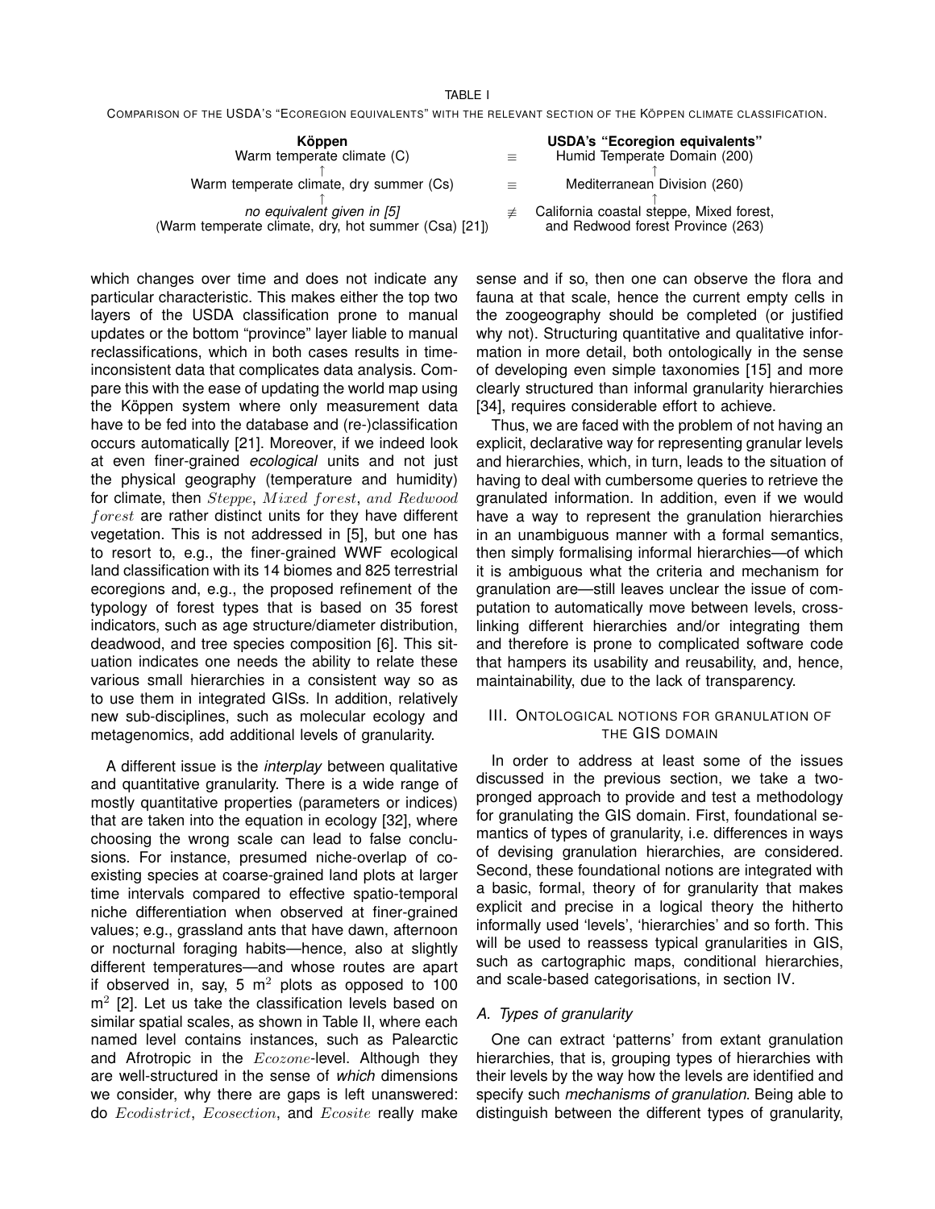TABLE I

COMPARISON OF THE USDA'S "ECOREGION EQUIVALENTS" WITH THE RELEVANT SECTION OF THE KÖPPEN CLIMATE CLASSIFICATION.

| **Köppen** | | **USDA's "Ecoregion equivalents"** |
|---|---|---|
| Warm temperate climate (C) | $\equiv$ | Humid Temperate Domain (200) |
| ↑ | | ↑ |
| Warm temperate climate, dry summer (Cs) | $\equiv$ | Mediterranean Division (260) |
| ↑ | | ↑ |
| *no equivalent given in [5]* (Warm temperate climate, dry, hot summer (Csa) [21]) | $\not\equiv$ | California coastal steppe, Mixed forest, and Redwood forest Province (263) |

which changes over time and does not indicate any particular characteristic. This makes either the top two layers of the USDA classification prone to manual updates or the bottom "province" layer liable to manual reclassifications, which in both cases results in time-inconsistent data that complicates data analysis. Compare this with the ease of updating the world map using the Köppen system where only measurement data have to be fed into the database and (re-)classification occurs automatically [21]. Moreover, if we indeed look at even finer-grained *ecological* units and not just the physical geography (temperature and humidity) for climate, then $Steppe$, $Mixed\ forest$, and $Redwood\ forest$ are rather distinct units for they have different vegetation. This is not addressed in [5], but one has to resort to, e.g., the finer-grained WWF ecological land classification with its 14 biomes and 825 terrestrial ecoregions and, e.g., the proposed refinement of the typology of forest types that is based on 35 forest indicators, such as age structure/diameter distribution, deadwood, and tree species composition [6]. This situation indicates one needs the ability to relate these various small hierarchies in a consistent way so as to use them in integrated GISs. In addition, relatively new sub-disciplines, such as molecular ecology and metagenomics, add additional levels of granularity.

A different issue is the *interplay* between qualitative and quantitative granularity. There is a wide range of mostly quantitative properties (parameters or indices) that are taken into the equation in ecology [32], where choosing the wrong scale can lead to false conclusions. For instance, presumed niche-overlap of coexisting species at coarse-grained land plots at larger time intervals compared to effective spatio-temporal niche differentiation when observed at finer-grained values; e.g., grassland ants that have dawn, afternoon or nocturnal foraging habits—hence, also at slightly different temperatures—and whose routes are apart if observed in, say, 5 $m^2$ plots as opposed to 100 $m^2$ [2]. Let us take the classification levels based on similar spatial scales, as shown in Table II, where each named level contains instances, such as Palearctic and Afrotropic in the $Ecozone$-level. Although they are well-structured in the sense of *which* dimensions we consider, why there are gaps is left unanswered: do $Ecodistrict$, $Ecosection$, and $Ecosite$ really make sense and if so, then one can observe the flora and fauna at that scale, hence the current empty cells in the zoogeography should be completed (or justified why not). Structuring quantitative and qualitative information in more detail, both ontologically in the sense of developing even simple taxonomies [15] and more clearly structured than informal granularity hierarchies [34], requires considerable effort to achieve.

Thus, we are faced with the problem of not having an explicit, declarative way for representing granular levels and hierarchies, which, in turn, leads to the situation of having to deal with cumbersome queries to retrieve the granulated information. In addition, even if we would have a way to represent the granulation hierarchies in an unambiguous manner with a formal semantics, then simply formalising informal hierarchies—of which it is ambiguous what the criteria and mechanism for granulation are—still leaves unclear the issue of computation to automatically move between levels, cross-linking different hierarchies and/or integrating them and therefore is prone to complicated software code that hampers its usability and reusability, and, hence, maintainability, due to the lack of transparency.

## III. ONTOLOGICAL NOTIONS FOR GRANULATION OF THE GIS DOMAIN

In order to address at least some of the issues discussed in the previous section, we take a two-pronged approach to provide and test a methodology for granulating the GIS domain. First, foundational semantics of types of granularity, i.e. differences in ways of devising granulation hierarchies, are considered. Second, these foundational notions are integrated with a basic, formal, theory of for granularity that makes explicit and precise in a logical theory the hitherto informally used 'levels', 'hierarchies' and so forth. This will be used to reassess typical granularities in GIS, such as cartographic maps, conditional hierarchies, and scale-based categorisations, in section IV.

### *A. Types of granularity*

One can extract 'patterns' from extant granulation hierarchies, that is, grouping types of hierarchies with their levels by the way how the levels are identified and specify such *mechanisms of granulation*. Being able to distinguish between the different types of granularity,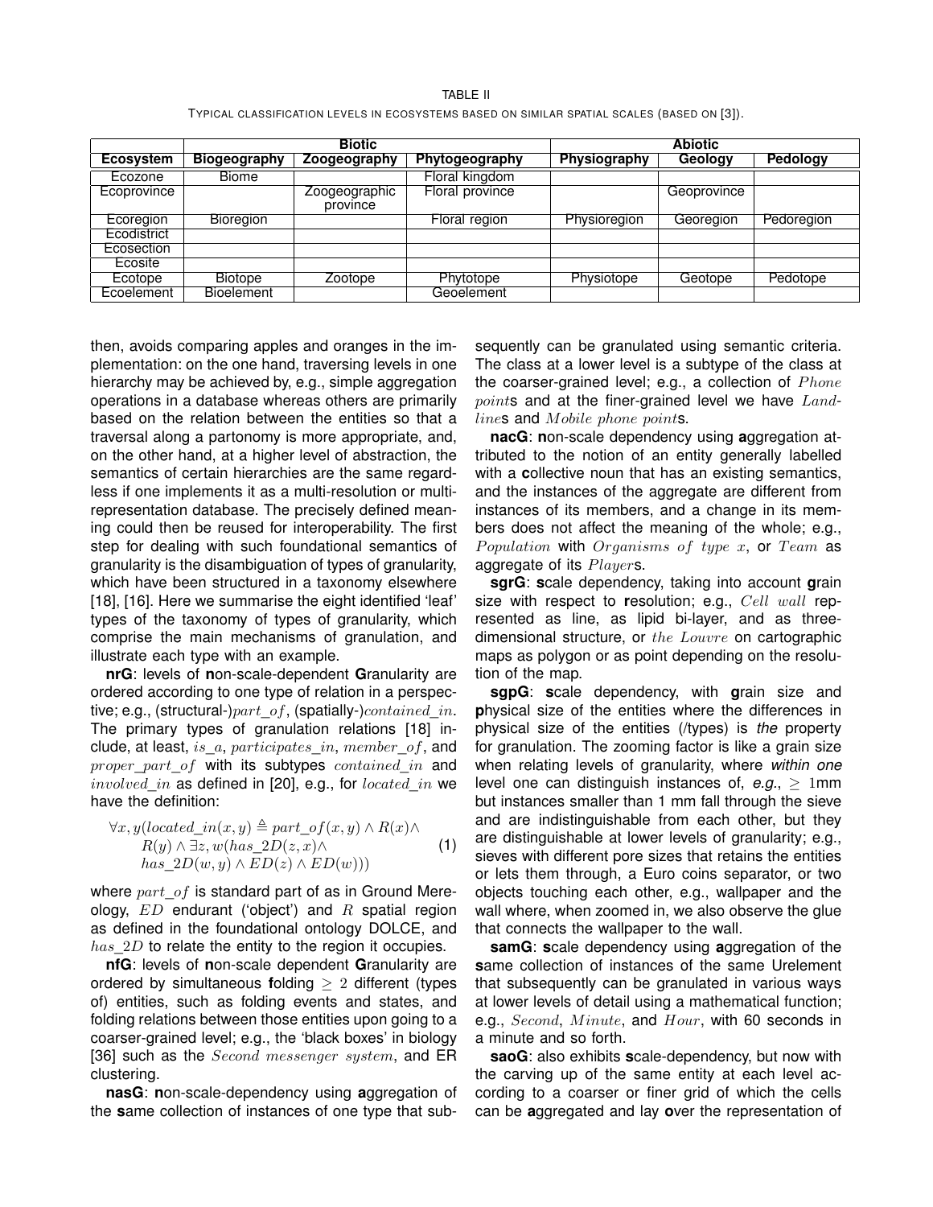TABLE II

TYPICAL CLASSIFICATION LEVELS IN ECOSYSTEMS BASED ON SIMILAR SPATIAL SCALES (BASED ON [3]).

| | Biotic | | | Abiotic | | |
|---|---|---|---|---|---|---|
| **Ecosystem** | **Biogeography** | **Zoogeography** | **Phytogeography** | **Physiography** | **Geology** | **Pedology** |
| Ecozone | Biome | | Floral kingdom | | | |
| Ecoprovince | | Zoogeographic province | Floral province | | Geoprovince | |
| Ecoregion | Bioregion | | Floral region | Physioregion | Georegion | Pedoregion |
| Ecodistrict | | | | | | |
| Ecosection | | | | | | |
| Ecosite | | | | | | |
| Ecotope | Biotope | Zootope | Phytotope | Physiotope | Geotope | Pedotope |
| Ecoelement | Bioelement | | Geoelement | | | |

then, avoids comparing apples and oranges in the implementation: on the one hand, traversing levels in one hierarchy may be achieved by, e.g., simple aggregation operations in a database whereas others are primarily based on the relation between the entities so that a traversal along a partonomy is more appropriate, and, on the other hand, at a higher level of abstraction, the semantics of certain hierarchies are the same regardless if one implements it as a multi-resolution or multi-representation database. The precisely defined meaning could then be reused for interoperability. The first step for dealing with such foundational semantics of granularity is the disambiguation of types of granularity, which have been structured in a taxonomy elsewhere [18], [16]. Here we summarise the eight identified 'leaf' types of the taxonomy of types of granularity, which comprise the main mechanisms of granulation, and illustrate each type with an example.

**nrG**: levels of **n**on-scale-dependent **G**ranularity are ordered according to one type of relation in a perspective; e.g., (structural-)$part\_of$, (spatially-)$contained\_in$. The primary types of granulation relations [18] include, at least, $is\_a$, $participates\_in$, $member\_of$, and $proper\_part\_of$ with its subtypes $contained\_in$ and $involved\_in$ as defined in [20], e.g., for $located\_in$ we have the definition:

$$\forall x, y(located\_in(x,y) \triangleq part\_of(x,y) \wedge R(x) \wedge R(y) \wedge \exists z, w(has\_2D(z,x) \wedge has\_2D(w,y) \wedge ED(z) \wedge ED(w))) \quad (1)$$

where $part\_of$ is standard part of as in Ground Mereology, $ED$ endurant ('object') and $R$ spatial region as defined in the foundational ontology DOLCE, and $has\_2D$ to relate the entity to the region it occupies.

**nfG**: levels of **n**on-scale dependent **G**ranularity are ordered by simultaneous **f**olding $\geq 2$ different (types of) entities, such as folding events and states, and folding relations between those entities upon going to a coarser-grained level; e.g., the 'black boxes' in biology [36] such as the $Second\ messenger\ system$, and ER clustering.

**nasG**: **n**on-scale-dependency using **a**ggregation of the **s**ame collection of instances of one type that subsequently can be granulated using semantic criteria. The class at a lower level is a subtype of the class at the coarser-grained level; e.g., a collection of $Phone\ point$s and at the finer-grained level we have $Landline$s and $Mobile\ phone\ point$s.

**nacG**: **n**on-scale dependency using **a**ggregation attributed to the notion of an entity generally labelled with a **c**ollective noun that has an existing semantics, and the instances of the aggregate are different from instances of its members, and a change in its members does not affect the meaning of the whole; e.g., $Population$ with $Organisms\ of\ type\ x$, or $Team$ as aggregate of its $Player$s.

**sgrG**: **s**cale dependency, taking into account **g**rain size with respect to **r**esolution; e.g., $Cell\ wall$ represented as line, as lipid bi-layer, and as three-dimensional structure, or $the\ Louvre$ on cartographic maps as polygon or as point depending on the resolution of the map.

**sgpG**: **s**cale dependency, with **g**rain size and **p**hysical size of the entities where the differences in physical size of the entities (/types) is *the* property for granulation. The zooming factor is like a grain size when relating levels of granularity, where *within one* level one can distinguish instances of, *e.g.*, $\geq 1$mm but instances smaller than 1 mm fall through the sieve and are indistinguishable from each other, but they are distinguishable at lower levels of granularity; e.g., sieves with different pore sizes that retains the entities or lets them through, a Euro coins separator, or two objects touching each other, e.g., wallpaper and the wall where, when zoomed in, we also observe the glue that connects the wallpaper to the wall.

**samG**: **s**cale dependency using **a**ggregation of the **s**ame collection of instances of the same Urelement that subsequently can be granulated in various ways at lower levels of detail using a mathematical function; e.g., $Second$, $Minute$, and $Hour$, with 60 seconds in a minute and so forth.

**saoG**: also exhibits **s**cale-dependency, but now with the carving up of the same entity at each level according to a coarser or finer grid of which the cells can be **a**ggregated and lay **o**ver the representation of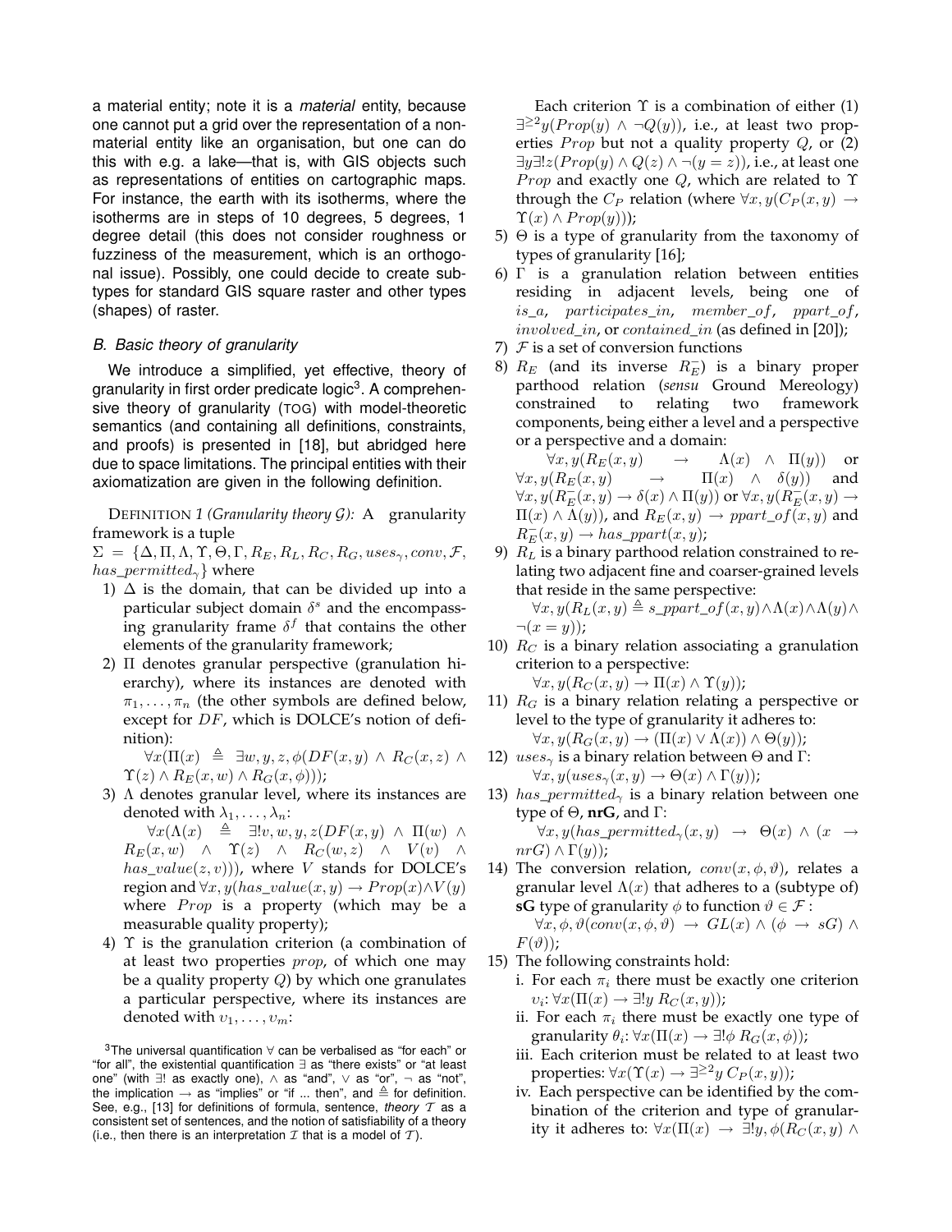a material entity; note it is a *material* entity, because one cannot put a grid over the representation of a non-material entity like an organisation, but one can do this with e.g. a lake—that is, with GIS objects such as representations of entities on cartographic maps. For instance, the earth with its isotherms, where the isotherms are in steps of 10 degrees, 5 degrees, 1 degree detail (this does not consider roughness or fuzziness of the measurement, which is an orthogonal issue). Possibly, one could decide to create subtypes for standard GIS square raster and other types (shapes) of raster.

### *B. Basic theory of granularity*

We introduce a simplified, yet effective, theory of granularity in first order predicate logic[3]. A comprehensive theory of granularity (TOG) with model-theoretic semantics (and containing all definitions, constraints, and proofs) is presented in [18], but abridged here due to space limitations. The principal entities with their axiomatization are given in the following definition.

DEFINITION *1 (Granularity theory $\mathcal{G}$):* A granularity framework is a tuple
$\Sigma = \{\Delta, \Pi, \Lambda, \Upsilon, \Theta, \Gamma, R_E, R_L, R_C, R_G, uses_\gamma, conv, \mathcal{F}, has\_permitted_\gamma\}$ where

1) $\Delta$ is the domain, that can be divided up into a particular subject domain $\delta^s$ and the encompassing granularity frame $\delta^f$ that contains the other elements of the granularity framework;
2) $\Pi$ denotes granular perspective (granulation hierarchy), where its instances are denoted with $\pi_1, \ldots, \pi_n$ (the other symbols are defined below, except for $DF$, which is DOLCE's notion of definition):
$\forall x(\Pi(x) \triangleq \exists w, y, z, \phi(DF(x, y) \wedge R_C(x, z) \wedge \Upsilon(z) \wedge R_E(x, w) \wedge R_G(x, \phi)))$;
3) $\Lambda$ denotes granular level, where its instances are denoted with $\lambda_1, \ldots, \lambda_n$:
$\forall x(\Lambda(x) \triangleq \exists! v, w, y, z(DF(x, y) \wedge \Pi(w) \wedge R_E(x, w) \wedge \Upsilon(z) \wedge R_C(w, z) \wedge V(v) \wedge has\_value(z, v)))$, where $V$ stands for DOLCE's region and $\forall x, y(has\_value(x, y) \rightarrow Prop(x) \wedge V(y)$ where $Prop$ is a property (which may be a measurable quality property);
4) $\Upsilon$ is the granulation criterion (a combination of at least two properties $prop$, of which one may be a quality property $Q$) by which one granulates a particular perspective, where its instances are denoted with $\upsilon_1, \ldots, \upsilon_m$:
Each criterion $\Upsilon$ is a combination of either (1) $\exists^{\geq 2} y(Prop(y) \wedge \neg Q(y))$, i.e., at least two properties $Prop$ but not a quality property $Q$, or (2) $\exists y \exists! z(Prop(y) \wedge Q(z) \wedge \neg(y = z))$, i.e., at least one $Prop$ and exactly one $Q$, which are related to $\Upsilon$ through the $C_P$ relation (where $\forall x, y(C_P(x, y) \rightarrow \Upsilon(x) \wedge Prop(y)))$);
5) $\Theta$ is a type of granularity from the taxonomy of types of granularity [16];
6) $\Gamma$ is a granulation relation between entities residing in adjacent levels, being one of $is\_a$, $participates\_in$, $member\_of$, $ppart\_of$, $involved\_in$, or $contained\_in$ (as defined in [20]);
7) $\mathcal{F}$ is a set of conversion functions
8) $R_E$ (and its inverse $R_E^-$) is a binary proper parthood relation (*sensu* Ground Mereology) constrained to relating two framework components, being either a level and a perspective or a perspective and a domain:
$\forall x, y(R_E(x, y) \rightarrow \Lambda(x) \wedge \Pi(y))$ or $\forall x, y(R_E(x, y) \rightarrow \Pi(x) \wedge \delta(y))$ and $\forall x, y(R_E^-(x, y) \rightarrow \delta(x) \wedge \Pi(y))$ or $\forall x, y(R_E^-(x, y) \rightarrow \Pi(x) \wedge \Lambda(y))$, and $R_E(x, y) \rightarrow ppart\_of(x, y)$ and $R_E^-(x, y) \rightarrow has\_ppart(x, y)$;
9) $R_L$ is a binary parthood relation constrained to relating two adjacent fine and coarser-grained levels that reside in the same perspective:
$\forall x, y(R_L(x, y) \triangleq s\_ppart\_of(x, y) \wedge \Lambda(x) \wedge \Lambda(y) \wedge \neg(x = y))$;
10) $R_C$ is a binary relation associating a granulation criterion to a perspective:
$\forall x, y(R_C(x, y) \rightarrow \Pi(x) \wedge \Upsilon(y))$;
11) $R_G$ is a binary relation relating a perspective or level to the type of granularity it adheres to:
$\forall x, y(R_G(x, y) \rightarrow (\Pi(x) \vee \Lambda(x)) \wedge \Theta(y))$;
12) $uses_\gamma$ is a binary relation between $\Theta$ and $\Gamma$:
$\forall x, y(uses_\gamma(x, y) \rightarrow \Theta(x) \wedge \Gamma(y))$;
13) $has\_permitted_\gamma$ is a binary relation between one type of $\Theta$, **nrG**, and $\Gamma$:
$\forall x, y(has\_permitted_\gamma(x, y) \rightarrow \Theta(x) \wedge (x \rightarrow nrG) \wedge \Gamma(y))$;
14) The conversion relation, $conv(x, \phi, \vartheta)$, relates a granular level $\Lambda(x)$ that adheres to a (subtype of) **sG** type of granularity $\phi$ to function $\vartheta \in \mathcal{F}$ :
$\forall x, \phi, \vartheta(conv(x, \phi, \vartheta) \rightarrow GL(x) \wedge (\phi \rightarrow sG) \wedge F(\vartheta))$;
15) The following constraints hold:
   i. For each $\pi_i$ there must be exactly one criterion $\upsilon_i$: $\forall x(\Pi(x) \rightarrow \exists! y\, R_C(x, y))$;
   ii. For each $\pi_i$ there must be exactly one type of granularity $\theta_i$: $\forall x(\Pi(x) \rightarrow \exists! \phi\, R_G(x, \phi))$;
   iii. Each criterion must be related to at least two properties: $\forall x(\Upsilon(x) \rightarrow \exists^{\geq 2} y\, C_P(x, y))$;
   iv. Each perspective can be identified by the combination of the criterion and type of granularity it adheres to: $\forall x(\Pi(x) \rightarrow \exists! y, \phi(R_C(x, y) \wedge$

[3]The universal quantification $\forall$ can be verbalised as "for each" or "for all", the existential quantification $\exists$ as "there exists" or "at least one" (with $\exists!$ as exactly one), $\wedge$ as "and", $\vee$ as "or", $\neg$ as "not", the implication $\rightarrow$ as "implies" or "if ... then", and $\triangleq$ for definition. See, e.g., [13] for definitions of formula, sentence, *theory* $\mathcal{T}$ as a consistent set of sentences, and the notion of satisfiability of a theory (i.e., then there is an interpretation $\mathcal{I}$ that is a model of $\mathcal{T}$).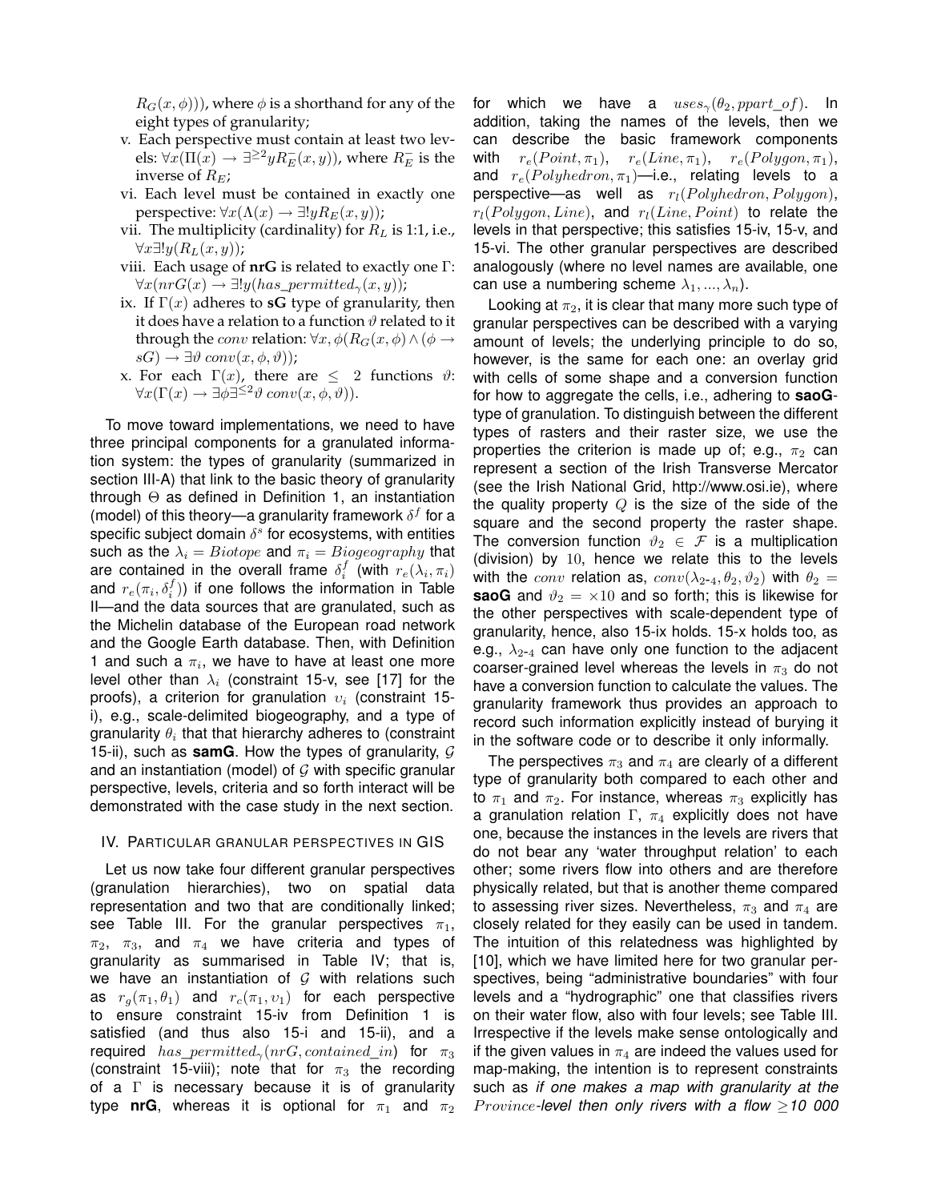$R_G(x, \phi)))$, where $\phi$ is a shorthand for any of the eight types of granularity;

v. Each perspective must contain at least two levels: $\forall x(\Pi(x) \rightarrow \exists^{\geq 2} y R_E^-(x, y))$, where $R_E^-$ is the inverse of $R_E$;

vi. Each level must be contained in exactly one perspective: $\forall x(\Lambda(x) \rightarrow \exists! y R_E(x, y))$;

vii. The multiplicity (cardinality) for $R_L$ is 1:1, i.e., $\forall x \exists! y(R_L(x, y))$;

viii. Each usage of **nrG** is related to exactly one $\Gamma$: $\forall x(nrG(x) \rightarrow \exists! y(has\_permitted_\gamma(x, y))$;

ix. If $\Gamma(x)$ adheres to **sG** type of granularity, then it does have a relation to a function $\vartheta$ related to it through the $conv$ relation: $\forall x, \phi(R_G(x, \phi) \wedge (\phi \rightarrow sG) \rightarrow \exists \vartheta \; conv(x, \phi, \vartheta))$;

x. For each $\Gamma(x)$, there are $\leq 2$ functions $\vartheta$: $\forall x(\Gamma(x) \rightarrow \exists \phi \exists^{\leq 2} \vartheta \; conv(x, \phi, \vartheta))$.

To move toward implementations, we need to have three principal components for a granulated information system: the types of granularity (summarized in section III-A) that link to the basic theory of granularity through $\Theta$ as defined in Definition 1, an instantiation (model) of this theory—a granularity framework $\delta^f$ for a specific subject domain $\delta^s$ for ecosystems, with entities such as the $\lambda_i = Biotope$ and $\pi_i = Biogeography$ that are contained in the overall frame $\delta_i^f$ (with $r_e(\lambda_i, \pi_i)$ and $r_e(\pi_i, \delta_i^f)$) if one follows the information in Table II—and the data sources that are granulated, such as the Michelin database of the European road network and the Google Earth database. Then, with Definition 1 and such a $\pi_i$, we have to have at least one more level other than $\lambda_i$ (constraint 15-v, see [17] for the proofs), a criterion for granulation $\upsilon_i$ (constraint 15-i), e.g., scale-delimited biogeography, and a type of granularity $\theta_i$ that that hierarchy adheres to (constraint 15-ii), such as **samG**. How the types of granularity, $\mathcal{G}$ and an instantiation (model) of $\mathcal{G}$ with specific granular perspective, levels, criteria and so forth interact will be demonstrated with the case study in the next section.

## IV. Particular granular perspectives in GIS

Let us now take four different granular perspectives (granulation hierarchies), two on spatial data representation and two that are conditionally linked; see Table III. For the granular perspectives $\pi_1$, $\pi_2$, $\pi_3$, and $\pi_4$ we have criteria and types of granularity as summarised in Table IV; that is, we have an instantiation of $\mathcal{G}$ with relations such as $r_g(\pi_1, \theta_1)$ and $r_c(\pi_1, \upsilon_1)$ for each perspective to ensure constraint 15-iv from Definition 1 is satisfied (and thus also 15-i and 15-ii), and a required $has\_permitted_\gamma(nrG, contained\_in)$ for $\pi_3$ (constraint 15-viii); note that for $\pi_3$ the recording of a $\Gamma$ is necessary because it is of granularity type **nrG**, whereas it is optional for $\pi_1$ and $\pi_2$ for which we have a $uses_\gamma(\theta_2, ppart\_of)$. In addition, taking the names of the levels, then we can describe the basic framework components with $r_e(Point, \pi_1)$, $r_e(Line, \pi_1)$, $r_e(Polygon, \pi_1)$, and $r_e(Polyhedron, \pi_1)$—i.e., relating levels to a perspective—as well as $r_l(Polyhedron, Polygon)$, $r_l(Polygon, Line)$, and $r_l(Line, Point)$ to relate the levels in that perspective; this satisfies 15-iv, 15-v, and 15-vi. The other granular perspectives are described analogously (where no level names are available, one can use a numbering scheme $\lambda_1, ..., \lambda_n$).

Looking at $\pi_2$, it is clear that many more such type of granular perspectives can be described with a varying amount of levels; the underlying principle to do so, however, is the same for each one: an overlay grid with cells of some shape and a conversion function for how to aggregate the cells, i.e., adhering to **saoG**-type of granulation. To distinguish between the different types of rasters and their raster size, we use the properties the criterion is made up of; e.g., $\pi_2$ can represent a section of the Irish Transverse Mercator (see the Irish National Grid, http://www.osi.ie), where the quality property $Q$ is the size of the side of the square and the second property the raster shape. The conversion function $\vartheta_2 \in \mathcal{F}$ is a multiplication (division) by 10, hence we relate this to the levels with the $conv$ relation as, $conv(\lambda_{2\text{-}4}, \theta_2, \vartheta_2)$ with $\theta_2 =$ **saoG** and $\vartheta_2 = \times 10$ and so forth; this is likewise for the other perspectives with scale-dependent type of granularity, hence, also 15-ix holds. 15-x holds too, as e.g., $\lambda_{2\text{-}4}$ can have only one function to the adjacent coarser-grained level whereas the levels in $\pi_3$ do not have a conversion function to calculate the values. The granularity framework thus provides an approach to record such information explicitly instead of burying it in the software code or to describe it only informally.

The perspectives $\pi_3$ and $\pi_4$ are clearly of a different type of granularity both compared to each other and to $\pi_1$ and $\pi_2$. For instance, whereas $\pi_3$ explicitly has a granulation relation $\Gamma$, $\pi_4$ explicitly does not have one, because the instances in the levels are rivers that do not bear any 'water throughput relation' to each other; some rivers flow into others and are therefore physically related, but that is another theme compared to assessing river sizes. Nevertheless, $\pi_3$ and $\pi_4$ are closely related for they easily can be used in tandem. The intuition of this relatedness was highlighted by [10], which we have limited here for two granular perspectives, being "administrative boundaries" with four levels and a "hydrographic" one that classifies rivers on their water flow, also with four levels; see Table III. Irrespective if the levels make sense ontologically and if the given values in $\pi_4$ are indeed the values used for map-making, the intention is to represent constraints such as *if one makes a map with granularity at the* $Province$*-level then only rivers with a flow* $\geq$*10 000*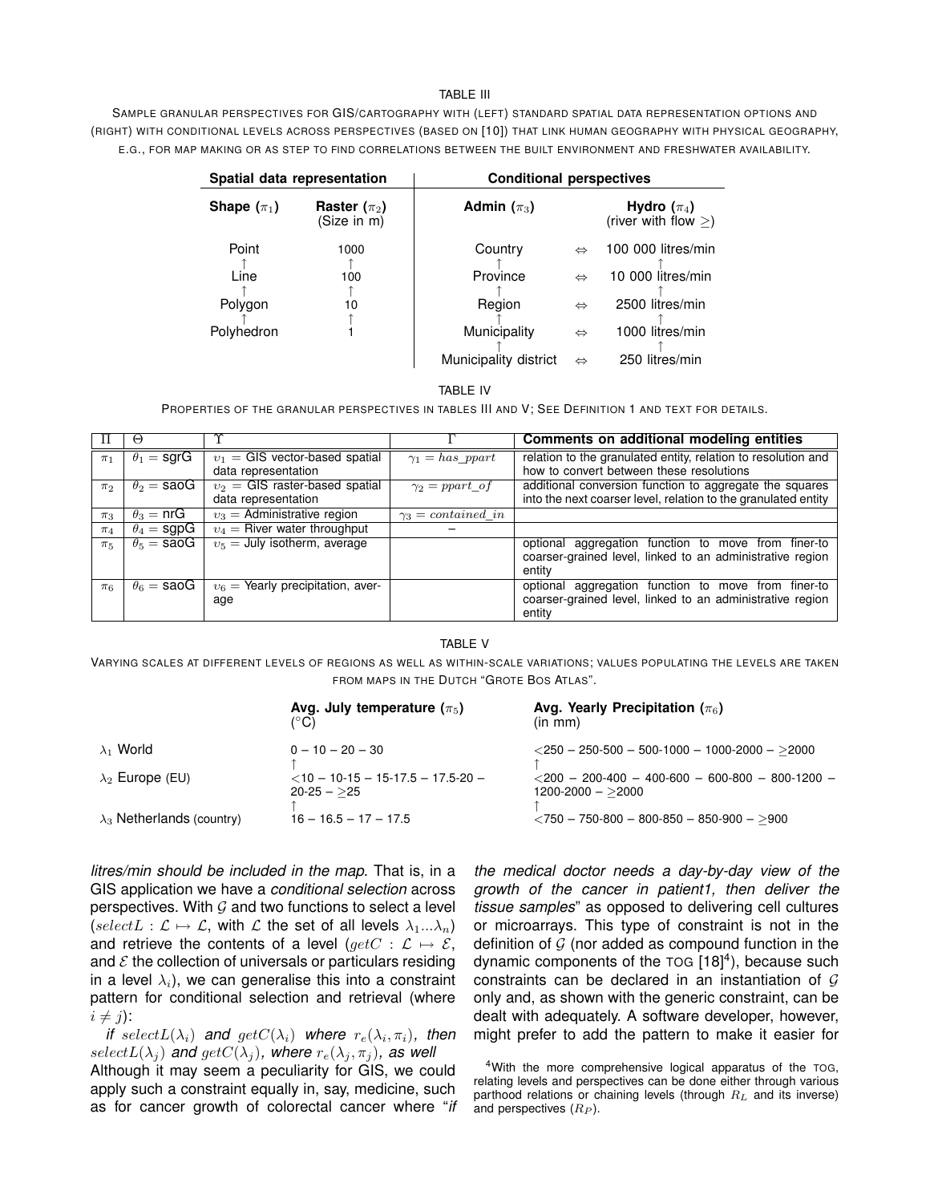TABLE III

SAMPLE GRANULAR PERSPECTIVES FOR GIS/CARTOGRAPHY WITH (LEFT) STANDARD SPATIAL DATA REPRESENTATION OPTIONS AND (RIGHT) WITH CONDITIONAL LEVELS ACROSS PERSPECTIVES (BASED ON [10]) THAT LINK HUMAN GEOGRAPHY WITH PHYSICAL GEOGRAPHY, E.G., FOR MAP MAKING OR AS STEP TO FIND CORRELATIONS BETWEEN THE BUILT ENVIRONMENT AND FRESHWATER AVAILABILITY.

| **Spatial data representation** | | **Conditional perspectives** | | |
|---|---|---|---|---|
| **Shape** ($\pi_1$) | **Raster** ($\pi_2$) (Size in m) | **Admin** ($\pi_3$) | | **Hydro** ($\pi_4$) (river with flow $\geq$) |
| Point | 1000 | Country | $\Leftrightarrow$ | 100 000 litres/min |
| ↑ | ↑ | ↑ | | ↑ |
| Line | 100 | Province | $\Leftrightarrow$ | 10 000 litres/min |
| ↑ | ↑ | ↑ | | ↑ |
| Polygon | 10 | Region | $\Leftrightarrow$ | 2500 litres/min |
| ↑ | ↑ | ↑ | | ↑ |
| Polyhedron | 1 | Municipality | $\Leftrightarrow$ | 1000 litres/min |
| | | ↑ | | ↑ |
| | | Municipality district | $\Leftrightarrow$ | 250 litres/min |

TABLE IV

PROPERTIES OF THE GRANULAR PERSPECTIVES IN TABLES III AND V; SEE DEFINITION 1 AND TEXT FOR DETAILS.

| $\Pi$ | $\Theta$ | $\Upsilon$ | $\Gamma$ | **Comments on additional modeling entities** |
|---|---|---|---|---|
| $\pi_1$ | $\theta_1$ = sgrG | $\upsilon_1$ = GIS vector-based spatial data representation | $\gamma_1 = has\_ppart$ | relation to the granulated entity, relation to resolution and how to convert between these resolutions |
| $\pi_2$ | $\theta_2$ = saoG | $\upsilon_2$ = GIS raster-based spatial data representation | $\gamma_2 = ppart\_of$ | additional conversion function to aggregate the squares into the next coarser level, relation to the granulated entity |
| $\pi_3$ | $\theta_3$ = nrG | $\upsilon_3$ = Administrative region | $\gamma_3 = contained\_in$ | |
| $\pi_4$ | $\theta_4$ = sgpG | $\upsilon_4$ = River water throughput | – | |
| $\pi_5$ | $\theta_5$ = saoG | $\upsilon_5$ = July isotherm, average | | optional aggregation function to move from finer-to coarser-grained level, linked to an administrative region entity |
| $\pi_6$ | $\theta_6$ = saoG | $\upsilon_6$ = Yearly precipitation, average | | optional aggregation function to move from finer-to coarser-grained level, linked to an administrative region entity |

TABLE V

VARYING SCALES AT DIFFERENT LEVELS OF REGIONS AS WELL AS WITHIN-SCALE VARIATIONS; VALUES POPULATING THE LEVELS ARE TAKEN FROM MAPS IN THE DUTCH "GROTE BOS ATLAS".

| | **Avg. July temperature** ($\pi_5$) (°C) | **Avg. Yearly Precipitation** ($\pi_6$) (in mm) |
|---|---|---|
| $\lambda_1$ World | 0 – 10 – 20 – 30 | <250 – 250-500 – 500-1000 – 1000-2000 – ≥2000 |
| | ↑ | ↑ |
| $\lambda_2$ Europe (EU) | <10 – 10-15 – 15-17.5 – 17.5-20 – 20-25 – ≥25 | <200 – 200-400 – 400-600 – 600-800 – 800-1200 – 1200-2000 – ≥2000 |
| | ↑ | ↑ |
| $\lambda_3$ Netherlands (country) | 16 – 16.5 – 17 – 17.5 | <750 – 750-800 – 800-850 – 850-900 – ≥900 |

*litres/min should be included in the map.* That is, in a GIS application we have a *conditional selection* across perspectives. With $\mathcal{G}$ and two functions to select a level ($selectL : \mathcal{L} \mapsto \mathcal{L}$, with $\mathcal{L}$ the set of all levels $\lambda_1 ... \lambda_n$) and retrieve the contents of a level ($getC : \mathcal{L} \mapsto \mathcal{E}$, and $\mathcal{E}$ the collection of universals or particulars residing in a level $\lambda_i$), we can generalise this into a constraint pattern for conditional selection and retrieval (where $i \neq j$):

*if* $selectL(\lambda_i)$ *and* $getC(\lambda_i)$ *where* $r_e(\lambda_i, \pi_i)$*, then* $selectL(\lambda_j)$ *and* $getC(\lambda_j)$*, where* $r_e(\lambda_j, \pi_j)$*, as well*

Although it may seem a peculiarity for GIS, we could apply such a constraint equally in, say, medicine, such as for cancer growth of colorectal cancer where "*if the medical doctor needs a day-by-day view of the growth of the cancer in patient1, then deliver the tissue samples*" as opposed to delivering cell cultures or microarrays. This type of constraint is not in the definition of $\mathcal{G}$ (nor added as compound function in the dynamic components of the TOG [18][4]), because such constraints can be declared in an instantiation of $\mathcal{G}$ only and, as shown with the generic constraint, can be dealt with adequately. A software developer, however, might prefer to add the pattern to make it easier for

[4] With the more comprehensive logical apparatus of the TOG, relating levels and perspectives can be done either through various parthood relations or chaining levels (through $R_L$ and its inverse) and perspectives ($R_P$).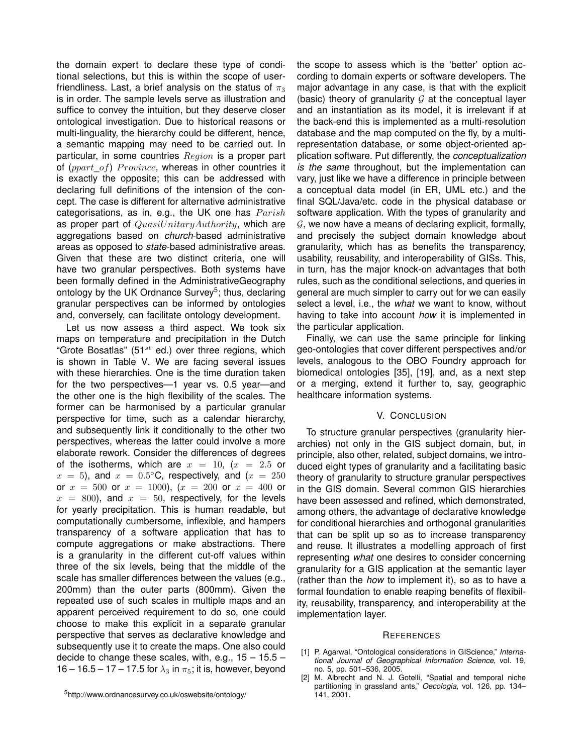the domain expert to declare these type of conditional selections, but this is within the scope of user-friendliness. Last, a brief analysis on the status of $\pi_3$ is in order. The sample levels serve as illustration and suffice to convey the intuition, but they deserve closer ontological investigation. Due to historical reasons or multi-linguality, the hierarchy could be different, hence, a semantic mapping may need to be carried out. In particular, in some countries $Region$ is a proper part of ($ppart\_of$) $Province$, whereas in other countries it is exactly the opposite; this can be addressed with declaring full definitions of the intension of the concept. The case is different for alternative administrative categorisations, as in, e.g., the UK one has $Parish$ as proper part of $QuasiUnitaryAuthority$, which are aggregations based on *church*-based administrative areas as opposed to *state*-based administrative areas. Given that these are two distinct criteria, one will have two granular perspectives. Both systems have been formally defined in the AdministrativeGeography ontology by the UK Ordnance Survey[5]; thus, declaring granular perspectives can be informed by ontologies and, conversely, can facilitate ontology development.

Let us now assess a third aspect. We took six maps on temperature and precipitation in the Dutch "Grote Bosatlas" (51$^{st}$ ed.) over three regions, which is shown in Table V. We are facing several issues with these hierarchies. One is the time duration taken for the two perspectives—1 year vs. 0.5 year—and the other one is the high flexibility of the scales. The former can be harmonised by a particular granular perspective for time, such as a calendar hierarchy, and subsequently link it conditionally to the other two perspectives, whereas the latter could involve a more elaborate rework. Consider the differences of degrees of the isotherms, which are $x = 10$, ($x = 2.5$ or $x = 5$), and $x = 0.5$°C, respectively, and ($x = 250$ or $x = 500$ or $x = 1000$), ($x = 200$ or $x = 400$ or $x = 800$), and $x = 50$, respectively, for the levels for yearly precipitation. This is human readable, but computationally cumbersome, inflexible, and hampers transparency of a software application that has to compute aggregations or make abstractions. There is a granularity in the different cut-off values within three of the six levels, being that the middle of the scale has smaller differences between the values (e.g., 200mm) than the outer parts (800mm). Given the repeated use of such scales in multiple maps and an apparent perceived requirement to do so, one could choose to make this explicit in a separate granular perspective that serves as declarative knowledge and subsequently use it to create the maps. One also could decide to change these scales, with, e.g., 15 – 15.5 – 16 – 16.5 – 17 – 17.5 for $\lambda_3$ in $\pi_5$; it is, however, beyond the scope to assess which is the 'better' option according to domain experts or software developers. The major advantage in any case, is that with the explicit (basic) theory of granularity $\mathcal{G}$ at the conceptual layer and an instantiation as its model, it is irrelevant if at the back-end this is implemented as a multi-resolution database and the map computed on the fly, by a multi-representation database, or some object-oriented application software. Put differently, the *conceptualization is the same* throughout, but the implementation can vary, just like we have a difference in principle between a conceptual data model (in ER, UML etc.) and the final SQL/Java/etc. code in the physical database or software application. With the types of granularity and $\mathcal{G}$, we now have a means of declaring explicit, formally, and precisely the subject domain knowledge about granularity, which has as benefits the transparency, usability, reusability, and interoperability of GISs. This, in turn, has the major knock-on advantages that both rules, such as the conditional selections, and queries in general are much simpler to carry out for we can easily select a level, i.e., the *what* we want to know, without having to take into account *how* it is implemented in the particular application.

Finally, we can use the same principle for linking geo-ontologies that cover different perspectives and/or levels, analogous to the OBO Foundry approach for biomedical ontologies [35], [19], and, as a next step or a merging, extend it further to, say, geographic healthcare information systems.

## V. Conclusion

To structure granular perspectives (granularity hierarchies) not only in the GIS subject domain, but, in principle, also other, related, subject domains, we introduced eight types of granularity and a facilitating basic theory of granularity to structure granular perspectives in the GIS domain. Several common GIS hierarchies have been assessed and refined, which demonstrated, among others, the advantage of declarative knowledge for conditional hierarchies and orthogonal granularities that can be split up so as to increase transparency and reuse. It illustrates a modelling approach of first representing *what* one desires to consider concerning granularity for a GIS application at the semantic layer (rather than the *how* to implement it), so as to have a formal foundation to enable reaping benefits of flexibility, reusability, transparency, and interoperability at the implementation layer.

[5] http://www.ordnancesurvey.co.uk/oswebsite/ontology/

## References

[1] P. Agarwal, "Ontological considerations in GIScience," *International Journal of Geographical Information Science*, vol. 19, no. 5, pp. 501–536, 2005.

[2] M. Albrecht and N. J. Gotelli, "Spatial and temporal niche partitioning in grassland ants," *Oecologia*, vol. 126, pp. 134–141, 2001.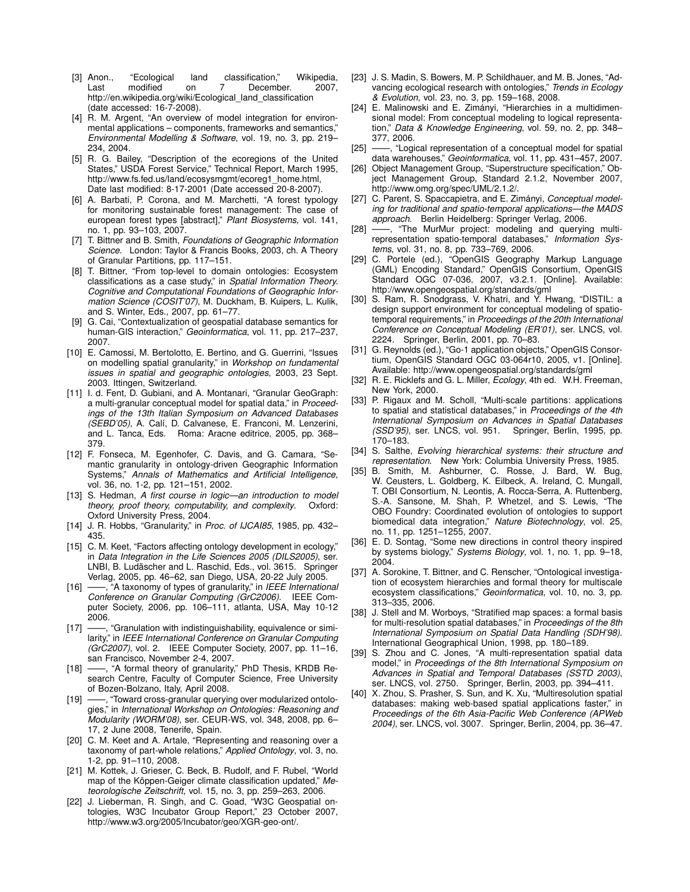[3] Anon., "Ecological land classification," Wikipedia, Last modified on 7 December. 2007, http://en.wikipedia.org/wiki/Ecological_land_classification (date accessed: 16-7-2008).

[4] R. M. Argent, "An overview of model integration for environmental applications – components, frameworks and semantics," *Environmental Modelling & Software*, vol. 19, no. 3, pp. 219–234, 2004.

[5] R. G. Bailey, "Description of the ecoregions of the United States," USDA Forest Service," Technical Report, March 1995, http://www.fs.fed.us/land/ecosysmgmt/ecoreg1_home.html, Date last modified: 8-17-2001 (Date accessed 20-8-2007).

[6] A. Barbati, P. Corona, and M. Marchetti, "A forest typology for monitoring sustainable forest management: The case of european forest types [abstract]," *Plant Biosystems*, vol. 141, no. 1, pp. 93–103, 2007.

[7] T. Bittner and B. Smith, *Foundations of Geographic Information Science*. London: Taylor & Francis Books, 2003, ch. A Theory of Granular Partitions, pp. 117–151.

[8] T. Bittner, "From top-level to domain ontologies: Ecosystem classifications as a case study," in *Spatial Information Theory. Cognitive and Computational Foundations of Geographic Information Science (COSIT'07)*, M. Duckham, B. Kuipers, L. Kulik, and S. Winter, Eds., 2007, pp. 61–77.

[9] G. Cai, "Contextualization of geospatial database semantics for human-GIS interaction," *Geoinformatica*, vol. 11, pp. 217–237, 2007.

[10] E. Camossi, M. Bertolotto, E. Bertino, and G. Guerrini, "Issues on modelling spatial granularity," in *Workshop on fundamental issues in spatial and geographic ontologies*, 2003, 23 Sept. 2003. Ittingen, Switzerland.

[11] I. d. Fent, D. Gubiani, and A. Montanari, "Granular GeoGraph: a multi-granular conceptual model for spatial data," in *Proceedings of the 13th Italian Symposium on Advanced Databases (SEBD'05)*, A. Calí, D. Calvanese, E. Franconi, M. Lenzerini, and L. Tanca, Eds. Roma: Aracne editrice, 2005, pp. 368–379.

[12] F. Fonseca, M. Egenhofer, C. Davis, and G. Camara, "Semantic granularity in ontology-driven Geographic Information Systems," *Annals of Mathematics and Artificial Intelligence*, vol. 36, no. 1-2, pp. 121–151, 2002.

[13] S. Hedman, *A first course in logic—an introduction to model theory, proof theory, computability, and complexity*. Oxford: Oxford University Press, 2004.

[14] J. R. Hobbs, "Granularity," in *Proc. of IJCAI85*, 1985, pp. 432–435.

[15] C. M. Keet, "Factors affecting ontology development in ecology," in *Data Integration in the Life Sciences 2005 (DILS2005)*, ser. LNBI, B. Ludäscher and L. Raschid, Eds., vol. 3615. Springer Verlag, 2005, pp. 46–62, san Diego, USA, 20-22 July 2005.

[16] ——, "A taxonomy of types of granularity," in *IEEE International Conference on Granular Computing (GrC2006)*. IEEE Computer Society, 2006, pp. 106–111, atlanta, USA, May 10-12 2006.

[17] ——, "Granulation with indistinguishability, equivalence or similarity," in *IEEE International Conference on Granular Computing (GrC2007)*, vol. 2. IEEE Computer Society, 2007, pp. 11–16, san Francisco, November 2-4, 2007.

[18] ——, "A formal theory of granularity," PhD Thesis, KRDB Research Centre, Faculty of Computer Science, Free University of Bozen-Bolzano, Italy, April 2008.

[19] ——, "Toward cross-granular querying over modularized ontologies," in *International Workshop on Ontologies: Reasoning and Modularity (WORM'08)*, ser. CEUR-WS, vol. 348, 2008, pp. 6–17, 2 June 2008, Tenerife, Spain.

[20] C. M. Keet and A. Artale, "Representing and reasoning over a taxonomy of part-whole relations," *Applied Ontology*, vol. 3, no. 1-2, pp. 91–110, 2008.

[21] M. Kottek, J. Grieser, C. Beck, B. Rudolf, and F. Rubel, "World map of the Köppen-Geiger climate classification updated," *Meteorologische Zeitschrift*, vol. 15, no. 3, pp. 259–263, 2006.

[22] J. Lieberman, R. Singh, and C. Goad, "W3C Geospatial ontologies, W3C Incubator Group Report," 23 October 2007, http://www.w3.org/2005/Incubator/geo/XGR-geo-ont/.

[23] J. S. Madin, S. Bowers, M. P. Schildhauer, and M. B. Jones, "Advancing ecological research with ontologies," *Trends in Ecology & Evolution*, vol. 23, no. 3, pp. 159–168, 2008.

[24] E. Malinowski and E. Zimányi, "Hierarchies in a multidimensional model: From conceptual modeling to logical representation," *Data & Knowledge Engineering*, vol. 59, no. 2, pp. 348–377, 2006.

[25] ——, "Logical representation of a conceptual model for spatial data warehouses," *Geoinformatica*, vol. 11, pp. 431–457, 2007.

[26] Object Management Group, "Superstructure specification," Object Management Group, Standard 2.1.2, November 2007, http://www.omg.org/spec/UML/2.1.2/.

[27] C. Parent, S. Spaccapietra, and E. Zimányi, *Conceptual modeling for traditional and spatio-temporal applications—the MADS approach*. Berlin Heidelberg: Springer Verlag, 2006.

[28] ——, "The MurMur project: modeling and querying multi-representation spatio-temporal databases," *Information Systems*, vol. 31, no. 8, pp. 733–769, 2006.

[29] C. Portele (ed.), "OpenGIS Geography Markup Language (GML) Encoding Standard," OpenGIS Consortium, OpenGIS Standard OGC 07-036, 2007, v3.2.1. [Online]. Available: http://www.opengeospatial.org/standards/gml

[30] S. Ram, R. Snodgrass, V. Khatri, and Y. Hwang, "DISTIL: a design support environment for conceptual modeling of spatio-temporal requirements," in *Proceedings of the 20th International Conference on Conceptual Modeling (ER'01)*, ser. LNCS, vol. 2224. Springer, Berlin, 2001, pp. 70–83.

[31] G. Reynolds (ed.), "Go-1 application objects," OpenGIS Consortium, OpenGIS Standard OGC 03-064r10, 2005, v1. [Online]. Available: http://www.opengeospatial.org/standards/gml

[32] R. E. Ricklefs and G. L. Miller, *Ecology*, 4th ed. W.H. Freeman, New York, 2000.

[33] P. Rigaux and M. Scholl, "Multi-scale partitions: applications to spatial and statistical databases," in *Proceedings of the 4th International Symposium on Advances in Spatial Databases (SSD'95)*, ser. LNCS, vol. 951. Springer, Berlin, 1995, pp. 170–183.

[34] S. Salthe, *Evolving hierarchical systems: their structure and representation*. New York: Columbia University Press, 1985.

[35] B. Smith, M. Ashburner, C. Rosse, J. Bard, W. Bug, W. Ceusters, L. Goldberg, K. Eilbeck, A. Ireland, C. Mungall, T. OBI Consortium, N. Leontis, A. Rocca-Serra, A. Ruttenberg, S.-A. Sansone, M. Shah, P. Whetzel, and S. Lewis, "The OBO Foundry: Coordinated evolution of ontologies to support biomedical data integration," *Nature Biotechnology*, vol. 25, no. 11, pp. 1251–1255, 2007.

[36] E. D. Sontag, "Some new directions in control theory inspired by systems biology," *Systems Biology*, vol. 1, no. 1, pp. 9–18, 2004.

[37] A. Sorokine, T. Bittner, and C. Renscher, "Ontological investigation of ecosystem hierarchies and formal theory for multiscale ecosystem classifications," *Geoinformatica*, vol. 10, no. 3, pp. 313–335, 2006.

[38] J. Stell and M. Worboys, "Stratified map spaces: a formal basis for multi-resolution spatial databases," in *Proceedings of the 8th International Symposium on Spatial Data Handling (SDH'98)*. International Geographical Union, 1998, pp. 180–189.

[39] S. Zhou and C. Jones, "A multi-representation spatial data model," in *Proceedings of the 8th International Symposium on Advances in Spatial and Temporal Databases (SSTD 2003)*, ser. LNCS, vol. 2750. Springer, Berlin, 2003, pp. 394–411.

[40] X. Zhou, S. Prasher, S. Sun, and K. Xu, "Multiresolution spatial databases: making web-based spatial applications faster," in *Proceedings of the 6th Asia-Pacific Web Conference (APWeb 2004)*, ser. LNCS, vol. 3007. Springer, Berlin, 2004, pp. 36–47.